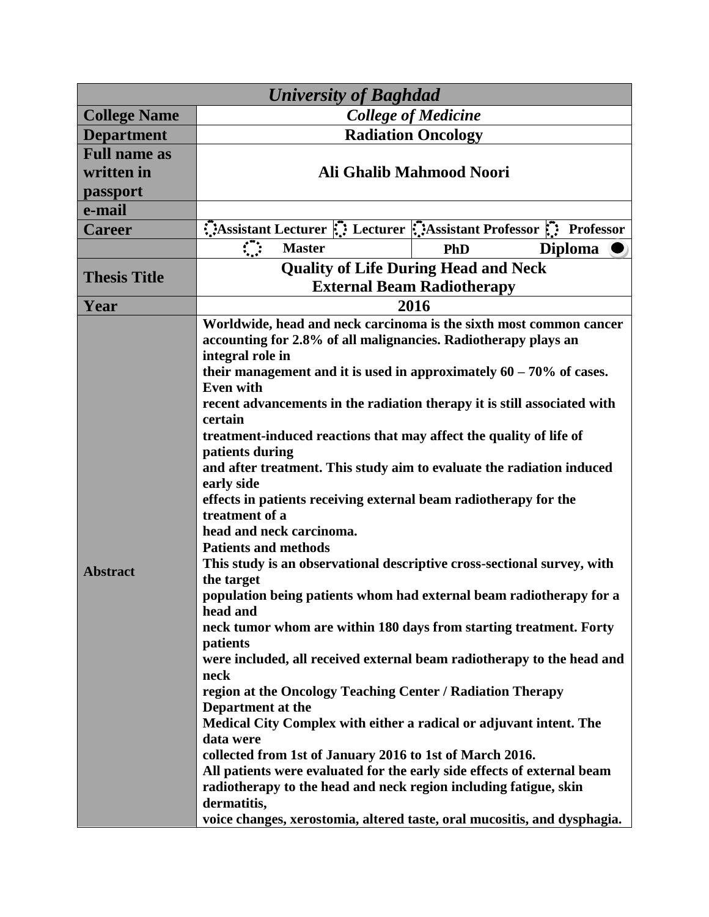| *University of Baghdad* | | | | | | |
|---|---|---|---|---|---|---|
| **College Name** | ***College of Medicine*** | | | | | |
| **Department** | **Radiation Oncology** | | | | | |
| **Full name as written in passport** | **Ali Ghalib Mahmood Noori** | | | | | |
| **e-mail** | | | | | | |
| **Career** | ○ **Assistant Lecturer** | ○ **Lecturer** | ○ **Assistant Professor** | ○ **Professor** | | |
| | ○ **Master** | | **PhD** | **Diploma** ● | | |
| **Thesis Title** | **Quality of Life During Head and Neck External Beam Radiotherapy** | | | | | |
| **Year** | **2016** | | | | | |
| **Abstract** | **Worldwide, head and neck carcinoma is the sixth most common cancer accounting for 2.8% of all malignancies. Radiotherapy plays an integral role in their management and it is used in approximately 60 – 70% of cases. Even with recent advancements in the radiation therapy it is still associated with certain treatment-induced reactions that may affect the quality of life of patients during and after treatment. This study aim to evaluate the radiation induced early side effects in patients receiving external beam radiotherapy for the treatment of a head and neck carcinoma.**<br>**Patients and methods**<br>**This study is an observational descriptive cross-sectional survey, with the target population being patients whom had external beam radiotherapy for a head and neck tumor whom are within 180 days from starting treatment. Forty patients were included, all received external beam radiotherapy to the head and neck region at the Oncology Teaching Center / Radiation Therapy Department at the Medical City Complex with either a radical or adjuvant intent. The data were collected from 1st of January 2016 to 1st of March 2016.**<br>**All patients were evaluated for the early side effects of external beam radiotherapy to the head and neck region including fatigue, skin dermatitis, voice changes, xerostomia, altered taste, oral mucositis, and dysphagia.** | | | | | |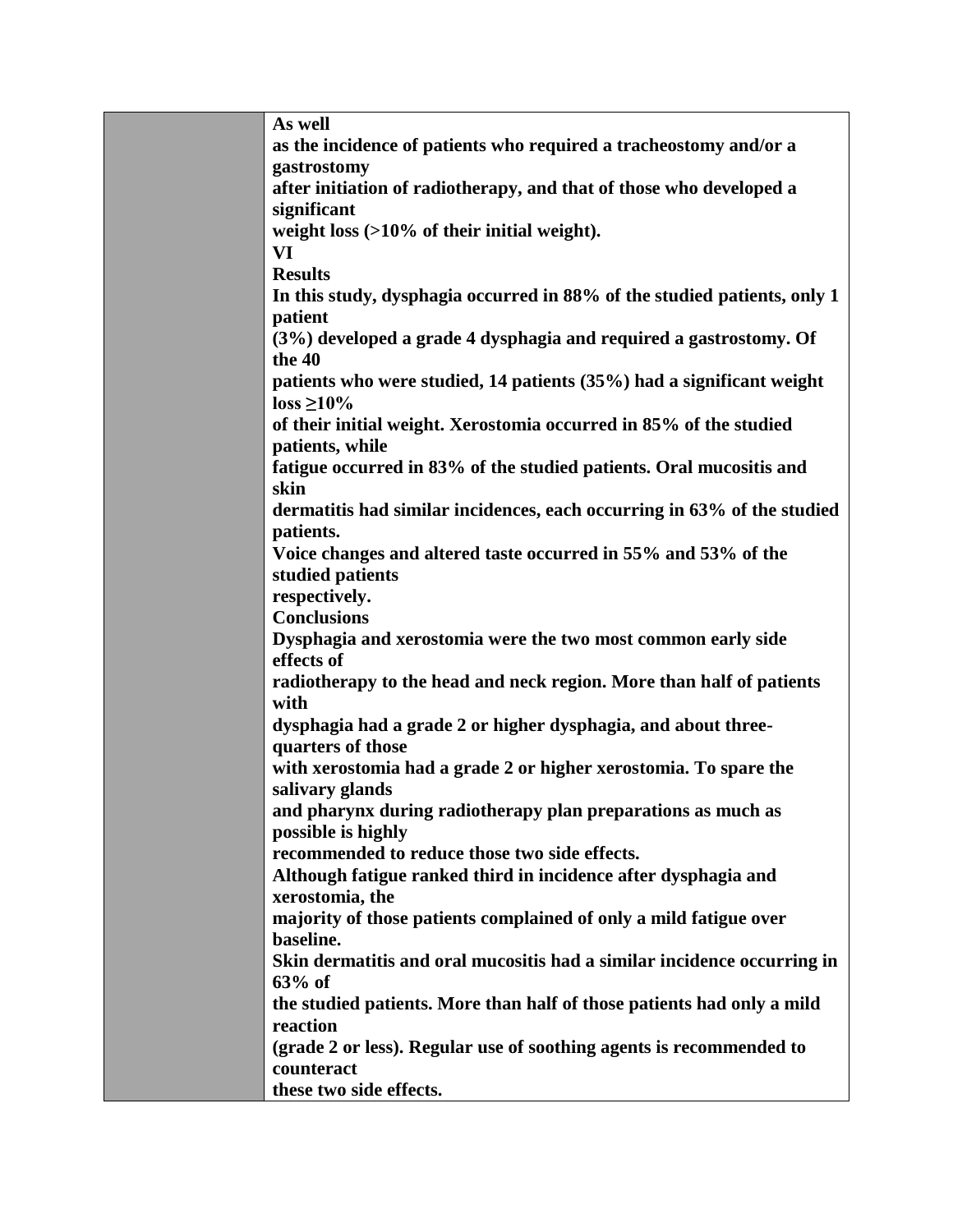| | |
|---|---|
| | **As well as the incidence of patients who required a tracheostomy and/or a gastrostomy after initiation of radiotherapy, and that of those who developed a significant weight loss (>10% of their initial weight).**<br>**VI**<br>**Results**<br>**In this study, dysphagia occurred in 88% of the studied patients, only 1 patient (3%) developed a grade 4 dysphagia and required a gastrostomy. Of the 40 patients who were studied, 14 patients (35%) had a significant weight loss ≥10% of their initial weight. Xerostomia occurred in 85% of the studied patients, while fatigue occurred in 83% of the studied patients. Oral mucositis and skin dermatitis had similar incidences, each occurring in 63% of the studied patients.**<br>**Voice changes and altered taste occurred in 55% and 53% of the studied patients respectively.**<br>**Conclusions**<br>**Dysphagia and xerostomia were the two most common early side effects of radiotherapy to the head and neck region. More than half of patients with dysphagia had a grade 2 or higher dysphagia, and about three-quarters of those with xerostomia had a grade 2 or higher xerostomia. To spare the salivary glands and pharynx during radiotherapy plan preparations as much as possible is highly recommended to reduce those two side effects.**<br>**Although fatigue ranked third in incidence after dysphagia and xerostomia, the majority of those patients complained of only a mild fatigue over baseline.**<br>**Skin dermatitis and oral mucositis had a similar incidence occurring in 63% of the studied patients. More than half of those patients had only a mild reaction (grade 2 or less). Regular use of soothing agents is recommended to counteract these two side effects.** |